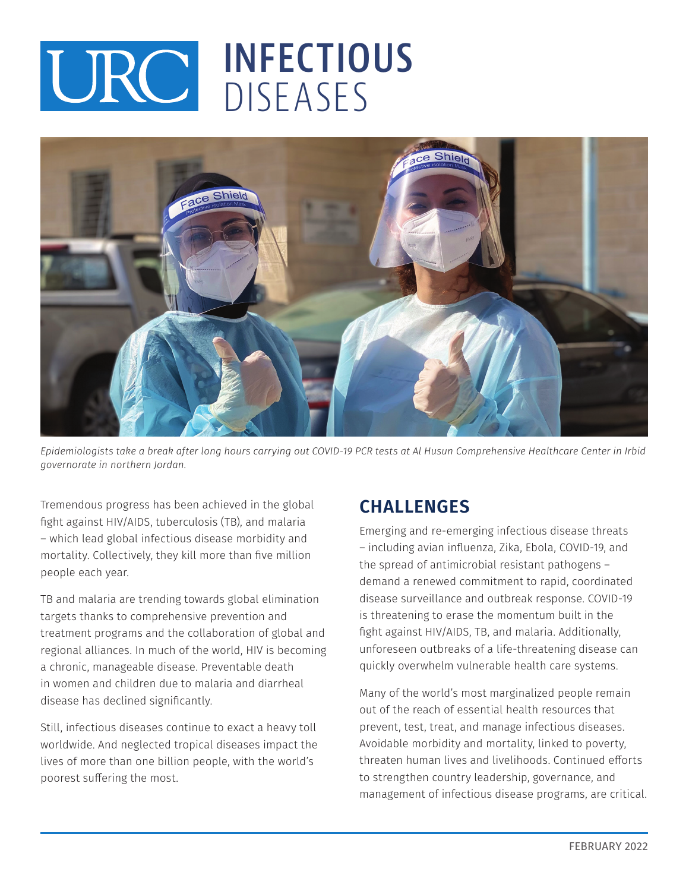# URC INFECTIOUS DISEASES

*Epidemiologists take a break after long hours carrying out COVID-19 PCR tests at Al Husun Comprehensive Healthcare Center in Irbid governorate in northern Jordan.*

Tremendous progress has been achieved in the global fight against HIV/AIDS, tuberculosis (TB), and malaria – which lead global infectious disease morbidity and mortality. Collectively, they kill more than five million people each year.

TB and malaria are trending towards global elimination targets thanks to comprehensive prevention and treatment programs and the collaboration of global and regional alliances. In much of the world, HIV is becoming a chronic, manageable disease. Preventable death in women and children due to malaria and diarrheal disease has declined significantly.

Still, infectious diseases continue to exact a heavy toll worldwide. And neglected tropical diseases impact the lives of more than one billion people, with the world's poorest suffering the most.

## CHALLENGES

Emerging and re-emerging infectious disease threats – including avian influenza, Zika, Ebola, COVID-19, and the spread of antimicrobial resistant pathogens – demand a renewed commitment to rapid, coordinated disease surveillance and outbreak response. COVID-19 is threatening to erase the momentum built in the fight against HIV/AIDS, TB, and malaria. Additionally, unforeseen outbreaks of a life-threatening disease can quickly overwhelm vulnerable health care systems.

Many of the world's most marginalized people remain out of the reach of essential health resources that prevent, test, treat, and manage infectious diseases. Avoidable morbidity and mortality, linked to poverty, threaten human lives and livelihoods. Continued efforts to strengthen country leadership, governance, and management of infectious disease programs, are critical.

FEBRUARY 2022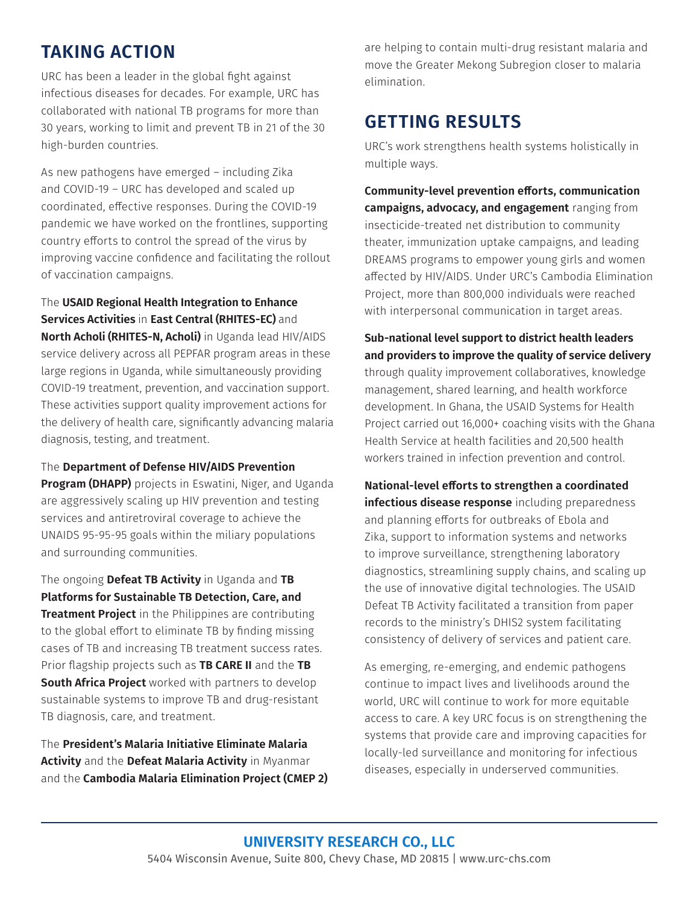## TAKING ACTION

URC has been a leader in the global fight against infectious diseases for decades. For example, URC has collaborated with national TB programs for more than 30 years, working to limit and prevent TB in 21 of the 30 high-burden countries.

As new pathogens have emerged – including Zika and COVID-19 – URC has developed and scaled up coordinated, effective responses. During the COVID-19 pandemic we have worked on the frontlines, supporting country efforts to control the spread of the virus by improving vaccine confidence and facilitating the rollout of vaccination campaigns.

The **USAID Regional Health Integration to Enhance Services Activities** in **East Central (RHITES-EC)** and **North Acholi (RHITES-N, Acholi)** in Uganda lead HIV/AIDS service delivery across all PEPFAR program areas in these large regions in Uganda, while simultaneously providing COVID-19 treatment, prevention, and vaccination support. These activities support quality improvement actions for the delivery of health care, significantly advancing malaria diagnosis, testing, and treatment.

The **Department of Defense HIV/AIDS Prevention Program (DHAPP)** projects in Eswatini, Niger, and Uganda are aggressively scaling up HIV prevention and testing services and antiretroviral coverage to achieve the UNAIDS 95-95-95 goals within the miliary populations and surrounding communities.

The ongoing **Defeat TB Activity** in Uganda and **TB Platforms for Sustainable TB Detection, Care, and Treatment Project** in the Philippines are contributing to the global effort to eliminate TB by finding missing cases of TB and increasing TB treatment success rates. Prior flagship projects such as **TB CARE II** and the **TB South Africa Project** worked with partners to develop sustainable systems to improve TB and drug-resistant TB diagnosis, care, and treatment.

The **President's Malaria Initiative Eliminate Malaria Activity** and the **Defeat Malaria Activity** in Myanmar and the **Cambodia Malaria Elimination Project (CMEP 2)** are helping to contain multi-drug resistant malaria and move the Greater Mekong Subregion closer to malaria elimination.

## GETTING RESULTS

URC's work strengthens health systems holistically in multiple ways.

**Community-level prevention efforts, communication campaigns, advocacy, and engagement** ranging from insecticide-treated net distribution to community theater, immunization uptake campaigns, and leading DREAMS programs to empower young girls and women affected by HIV/AIDS. Under URC's Cambodia Elimination Project, more than 800,000 individuals were reached with interpersonal communication in target areas.

**Sub-national level support to district health leaders and providers to improve the quality of service delivery** through quality improvement collaboratives, knowledge management, shared learning, and health workforce development. In Ghana, the USAID Systems for Health Project carried out 16,000+ coaching visits with the Ghana Health Service at health facilities and 20,500 health workers trained in infection prevention and control.

**National-level efforts to strengthen a coordinated infectious disease response** including preparedness and planning efforts for outbreaks of Ebola and Zika, support to information systems and networks to improve surveillance, strengthening laboratory diagnostics, streamlining supply chains, and scaling up the use of innovative digital technologies. The USAID Defeat TB Activity facilitated a transition from paper records to the ministry's DHIS2 system facilitating consistency of delivery of services and patient care.

As emerging, re-emerging, and endemic pathogens continue to impact lives and livelihoods around the world, URC will continue to work for more equitable access to care. A key URC focus is on strengthening the systems that provide care and improving capacities for locally-led surveillance and monitoring for infectious diseases, especially in underserved communities.

**UNIVERSITY RESEARCH CO., LLC**

5404 Wisconsin Avenue, Suite 800, Chevy Chase, MD 20815 | www.urc-chs.com